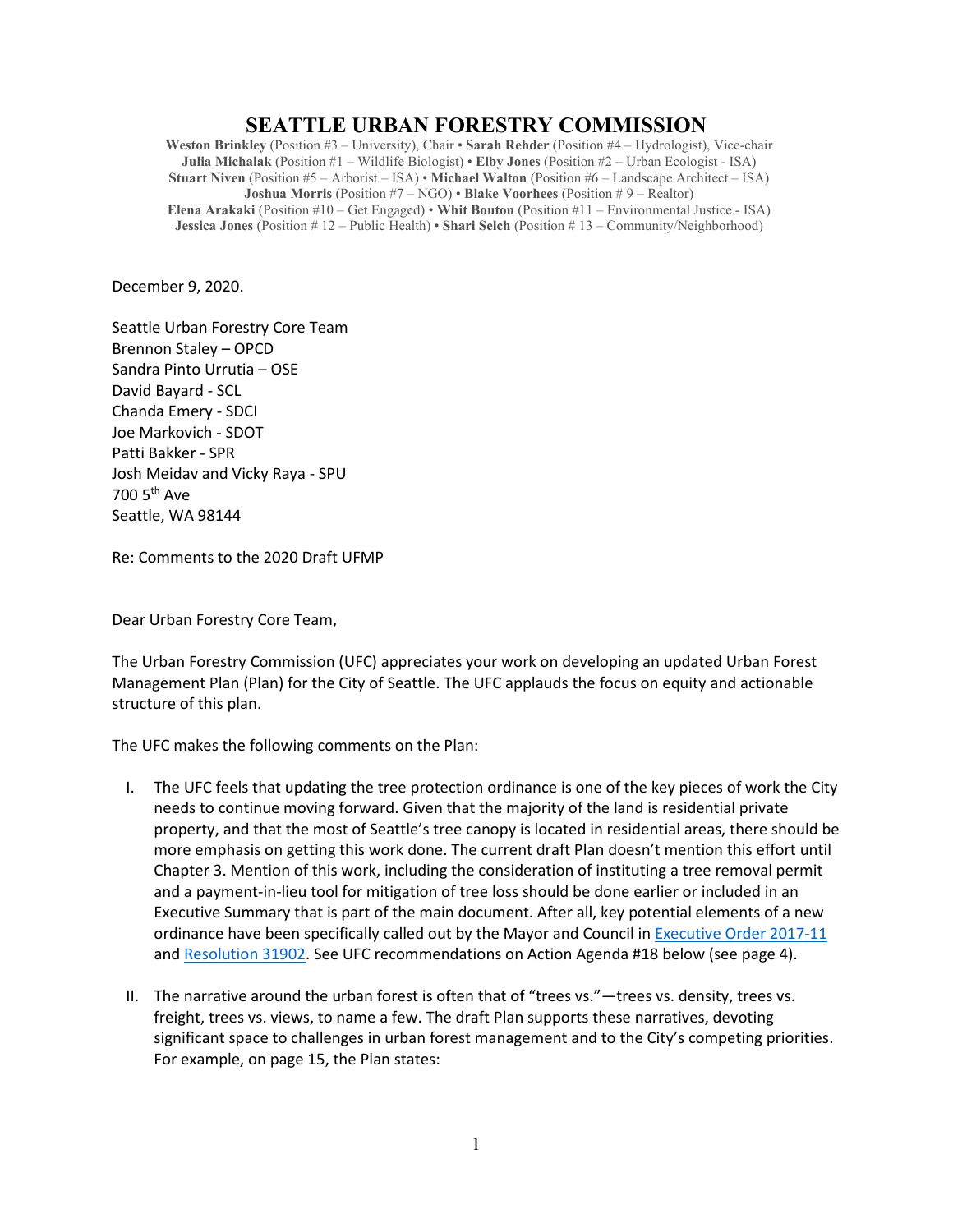# SEATTLE URBAN FORESTRY COMMISSION

**Weston Brinkley** (Position #3 – University), Chair • **Sarah Rehder** (Position #4 – Hydrologist), Vice-chair
**Julia Michalak** (Position #1 – Wildlife Biologist) • **Elby Jones** (Position #2 – Urban Ecologist - ISA)
**Stuart Niven** (Position #5 – Arborist – ISA) • **Michael Walton** (Position #6 – Landscape Architect – ISA)
**Joshua Morris** (Position #7 – NGO) • **Blake Voorhees** (Position # 9 – Realtor)
**Elena Arakaki** (Position #10 – Get Engaged) • **Whit Bouton** (Position #11 – Environmental Justice - ISA)
**Jessica Jones** (Position # 12 – Public Health) • **Shari Selch** (Position # 13 – Community/Neighborhood)

December 9, 2020.

Seattle Urban Forestry Core Team
Brennon Staley – OPCD
Sandra Pinto Urrutia – OSE
David Bayard - SCL
Chanda Emery - SDCI
Joe Markovich - SDOT
Patti Bakker - SPR
Josh Meidav and Vicky Raya - SPU
700 5th Ave
Seattle, WA 98144

Re: Comments to the 2020 Draft UFMP

Dear Urban Forestry Core Team,

The Urban Forestry Commission (UFC) appreciates your work on developing an updated Urban Forest Management Plan (Plan) for the City of Seattle. The UFC applauds the focus on equity and actionable structure of this plan.

The UFC makes the following comments on the Plan:

I. The UFC feels that updating the tree protection ordinance is one of the key pieces of work the City needs to continue moving forward. Given that the majority of the land is residential private property, and that the most of Seattle's tree canopy is located in residential areas, there should be more emphasis on getting this work done. The current draft Plan doesn't mention this effort until Chapter 3. Mention of this work, including the consideration of instituting a tree removal permit and a payment-in-lieu tool for mitigation of tree loss should be done earlier or included in an Executive Summary that is part of the main document. After all, key potential elements of a new ordinance have been specifically called out by the Mayor and Council in Executive Order 2017-11 and Resolution 31902. See UFC recommendations on Action Agenda #18 below (see page 4).

II. The narrative around the urban forest is often that of "trees vs."—trees vs. density, trees vs. freight, trees vs. views, to name a few. The draft Plan supports these narratives, devoting significant space to challenges in urban forest management and to the City's competing priorities. For example, on page 15, the Plan states: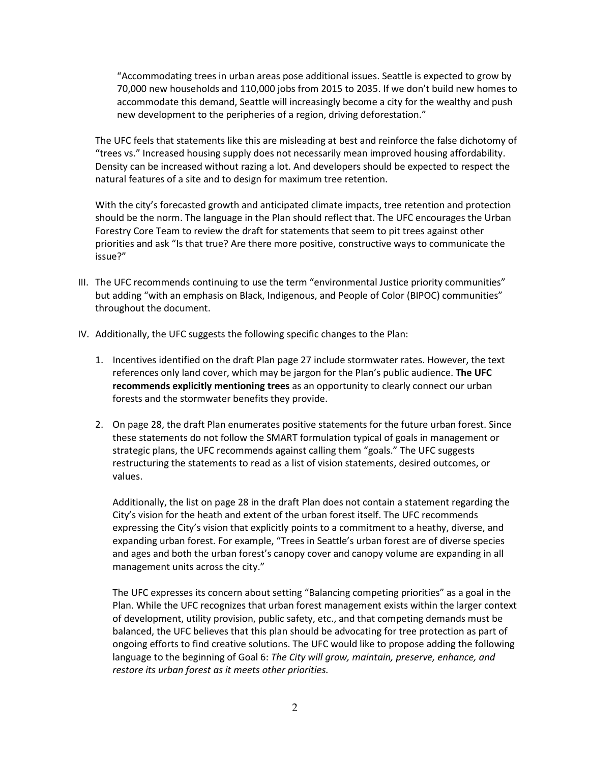> "Accommodating trees in urban areas pose additional issues. Seattle is expected to grow by 70,000 new households and 110,000 jobs from 2015 to 2035. If we don't build new homes to accommodate this demand, Seattle will increasingly become a city for the wealthy and push new development to the peripheries of a region, driving deforestation."

The UFC feels that statements like this are misleading at best and reinforce the false dichotomy of "trees vs." Increased housing supply does not necessarily mean improved housing affordability. Density can be increased without razing a lot. And developers should be expected to respect the natural features of a site and to design for maximum tree retention.

With the city's forecasted growth and anticipated climate impacts, tree retention and protection should be the norm. The language in the Plan should reflect that. The UFC encourages the Urban Forestry Core Team to review the draft for statements that seem to pit trees against other priorities and ask "Is that true? Are there more positive, constructive ways to communicate the issue?"

III. The UFC recommends continuing to use the term "environmental Justice priority communities" but adding "with an emphasis on Black, Indigenous, and People of Color (BIPOC) communities" throughout the document.

IV. Additionally, the UFC suggests the following specific changes to the Plan:

1. Incentives identified on the draft Plan page 27 include stormwater rates. However, the text references only land cover, which may be jargon for the Plan's public audience. **The UFC recommends explicitly mentioning trees** as an opportunity to clearly connect our urban forests and the stormwater benefits they provide.

2. On page 28, the draft Plan enumerates positive statements for the future urban forest. Since these statements do not follow the SMART formulation typical of goals in management or strategic plans, the UFC recommends against calling them "goals." The UFC suggests restructuring the statements to read as a list of vision statements, desired outcomes, or values.

   Additionally, the list on page 28 in the draft Plan does not contain a statement regarding the City's vision for the heath and extent of the urban forest itself. The UFC recommends expressing the City's vision that explicitly points to a commitment to a heathy, diverse, and expanding urban forest. For example, "Trees in Seattle's urban forest are of diverse species and ages and both the urban forest's canopy cover and canopy volume are expanding in all management units across the city."

   The UFC expresses its concern about setting "Balancing competing priorities" as a goal in the Plan. While the UFC recognizes that urban forest management exists within the larger context of development, utility provision, public safety, etc., and that competing demands must be balanced, the UFC believes that this plan should be advocating for tree protection as part of ongoing efforts to find creative solutions. The UFC would like to propose adding the following language to the beginning of Goal 6: *The City will grow, maintain, preserve, enhance, and restore its urban forest as it meets other priorities.*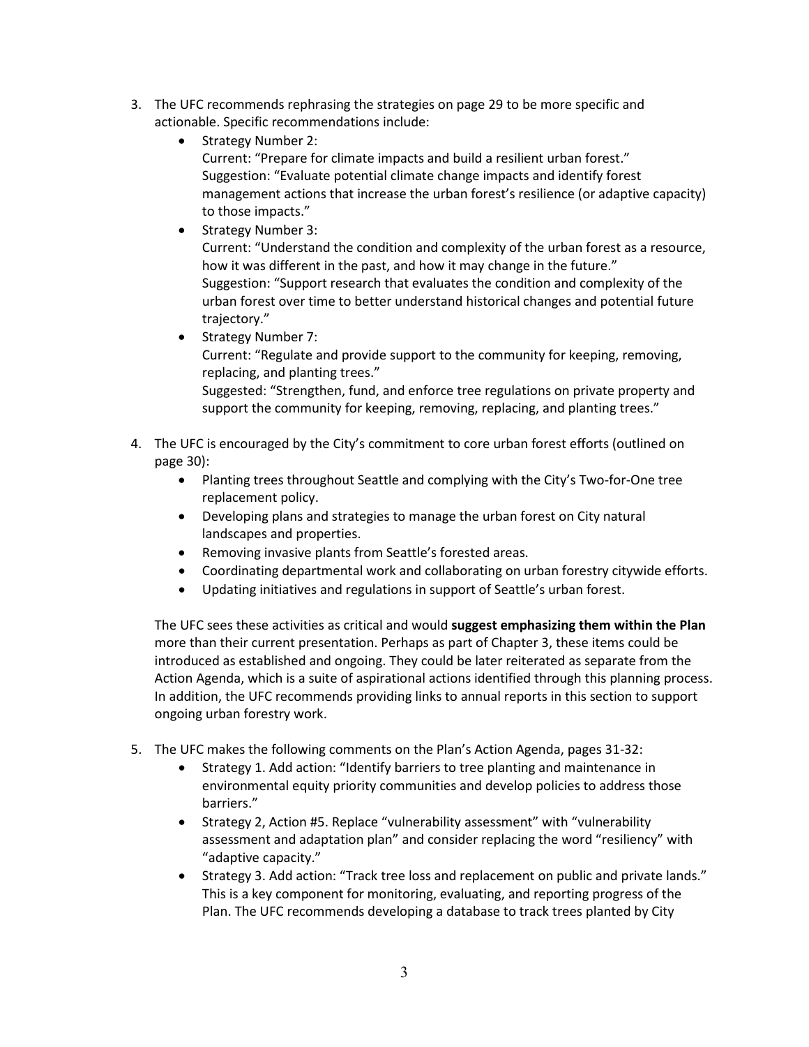3. The UFC recommends rephrasing the strategies on page 29 to be more specific and actionable. Specific recommendations include:
   - Strategy Number 2:
     Current: "Prepare for climate impacts and build a resilient urban forest."
     Suggestion: "Evaluate potential climate change impacts and identify forest management actions that increase the urban forest's resilience (or adaptive capacity) to those impacts."
   - Strategy Number 3:
     Current: "Understand the condition and complexity of the urban forest as a resource, how it was different in the past, and how it may change in the future."
     Suggestion: "Support research that evaluates the condition and complexity of the urban forest over time to better understand historical changes and potential future trajectory."
   - Strategy Number 7:
     Current: "Regulate and provide support to the community for keeping, removing, replacing, and planting trees."
     Suggested: "Strengthen, fund, and enforce tree regulations on private property and support the community for keeping, removing, replacing, and planting trees."

4. The UFC is encouraged by the City's commitment to core urban forest efforts (outlined on page 30):
   - Planting trees throughout Seattle and complying with the City's Two-for-One tree replacement policy.
   - Developing plans and strategies to manage the urban forest on City natural landscapes and properties.
   - Removing invasive plants from Seattle's forested areas.
   - Coordinating departmental work and collaborating on urban forestry citywide efforts.
   - Updating initiatives and regulations in support of Seattle's urban forest.

   The UFC sees these activities as critical and would **suggest emphasizing them within the Plan** more than their current presentation. Perhaps as part of Chapter 3, these items could be introduced as established and ongoing. They could be later reiterated as separate from the Action Agenda, which is a suite of aspirational actions identified through this planning process. In addition, the UFC recommends providing links to annual reports in this section to support ongoing urban forestry work.

5. The UFC makes the following comments on the Plan's Action Agenda, pages 31-32:
   - Strategy 1. Add action: "Identify barriers to tree planting and maintenance in environmental equity priority communities and develop policies to address those barriers."
   - Strategy 2, Action #5. Replace "vulnerability assessment" with "vulnerability assessment and adaptation plan" and consider replacing the word "resiliency" with "adaptive capacity."
   - Strategy 3. Add action: "Track tree loss and replacement on public and private lands." This is a key component for monitoring, evaluating, and reporting progress of the Plan. The UFC recommends developing a database to track trees planted by City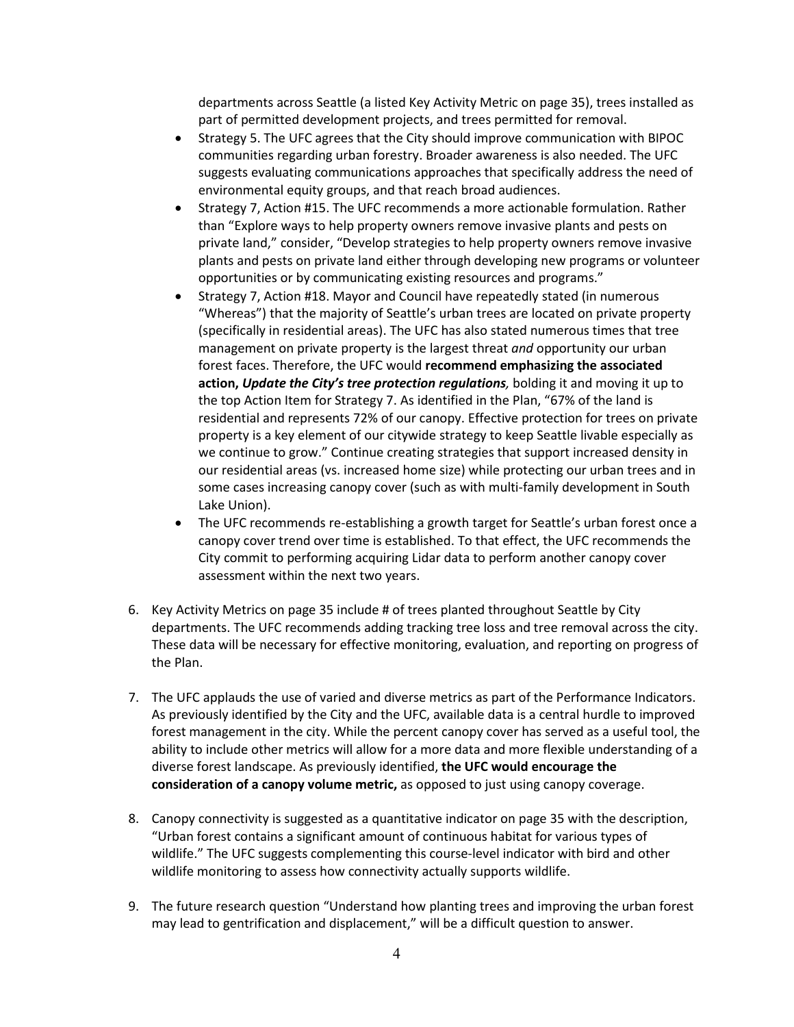departments across Seattle (a listed Key Activity Metric on page 35), trees installed as part of permitted development projects, and trees permitted for removal.

- Strategy 5. The UFC agrees that the City should improve communication with BIPOC communities regarding urban forestry. Broader awareness is also needed. The UFC suggests evaluating communications approaches that specifically address the need of environmental equity groups, and that reach broad audiences.
- Strategy 7, Action #15. The UFC recommends a more actionable formulation. Rather than "Explore ways to help property owners remove invasive plants and pests on private land," consider, "Develop strategies to help property owners remove invasive plants and pests on private land either through developing new programs or volunteer opportunities or by communicating existing resources and programs."
- Strategy 7, Action #18. Mayor and Council have repeatedly stated (in numerous "Whereas") that the majority of Seattle's urban trees are located on private property (specifically in residential areas). The UFC has also stated numerous times that tree management on private property is the largest threat *and* opportunity our urban forest faces. Therefore, the UFC would **recommend emphasizing the associated action, *Update the City's tree protection regulations,*** bolding it and moving it up to the top Action Item for Strategy 7. As identified in the Plan, "67% of the land is residential and represents 72% of our canopy. Effective protection for trees on private property is a key element of our citywide strategy to keep Seattle livable especially as we continue to grow." Continue creating strategies that support increased density in our residential areas (vs. increased home size) while protecting our urban trees and in some cases increasing canopy cover (such as with multi-family development in South Lake Union).
- The UFC recommends re-establishing a growth target for Seattle's urban forest once a canopy cover trend over time is established. To that effect, the UFC recommends the City commit to performing acquiring Lidar data to perform another canopy cover assessment within the next two years.

6. Key Activity Metrics on page 35 include # of trees planted throughout Seattle by City departments. The UFC recommends adding tracking tree loss and tree removal across the city. These data will be necessary for effective monitoring, evaluation, and reporting on progress of the Plan.

7. The UFC applauds the use of varied and diverse metrics as part of the Performance Indicators. As previously identified by the City and the UFC, available data is a central hurdle to improved forest management in the city. While the percent canopy cover has served as a useful tool, the ability to include other metrics will allow for a more data and more flexible understanding of a diverse forest landscape. As previously identified, **the UFC would encourage the consideration of a canopy volume metric,** as opposed to just using canopy coverage.

8. Canopy connectivity is suggested as a quantitative indicator on page 35 with the description, "Urban forest contains a significant amount of continuous habitat for various types of wildlife." The UFC suggests complementing this course-level indicator with bird and other wildlife monitoring to assess how connectivity actually supports wildlife.

9. The future research question "Understand how planting trees and improving the urban forest may lead to gentrification and displacement," will be a difficult question to answer.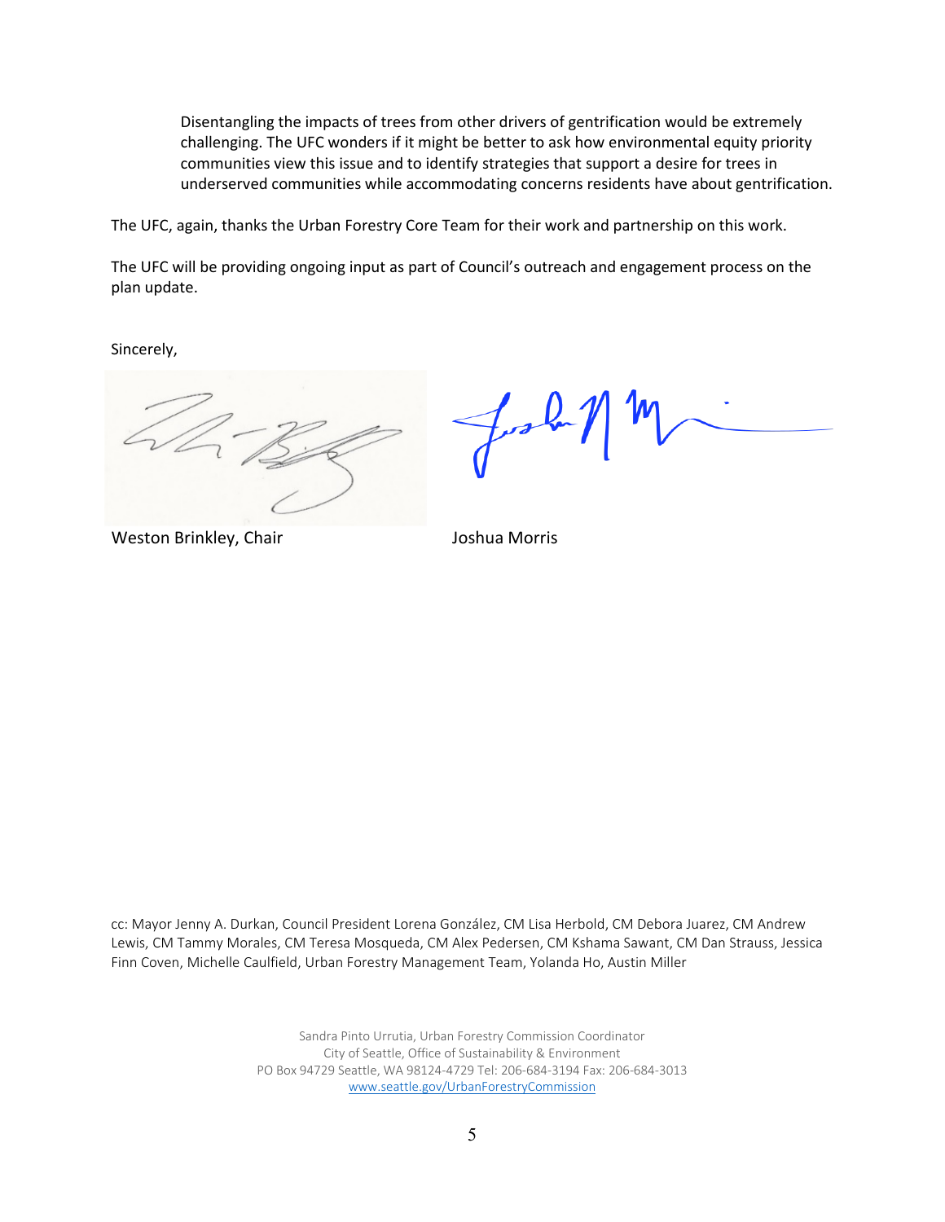Disentangling the impacts of trees from other drivers of gentrification would be extremely challenging. The UFC wonders if it might be better to ask how environmental equity priority communities view this issue and to identify strategies that support a desire for trees in underserved communities while accommodating concerns residents have about gentrification.

The UFC, again, thanks the Urban Forestry Core Team for their work and partnership on this work.

The UFC will be providing ongoing input as part of Council's outreach and engagement process on the plan update.

Sincerely,

Weston Brinkley, Chair

Joshua Morris

cc: Mayor Jenny A. Durkan, Council President Lorena González, CM Lisa Herbold, CM Debora Juarez, CM Andrew Lewis, CM Tammy Morales, CM Teresa Mosqueda, CM Alex Pedersen, CM Kshama Sawant, CM Dan Strauss, Jessica Finn Coven, Michelle Caulfield, Urban Forestry Management Team, Yolanda Ho, Austin Miller

Sandra Pinto Urrutia, Urban Forestry Commission Coordinator
City of Seattle, Office of Sustainability & Environment
PO Box 94729 Seattle, WA 98124-4729 Tel: 206-684-3194 Fax: 206-684-3013
www.seattle.gov/UrbanForestryCommission